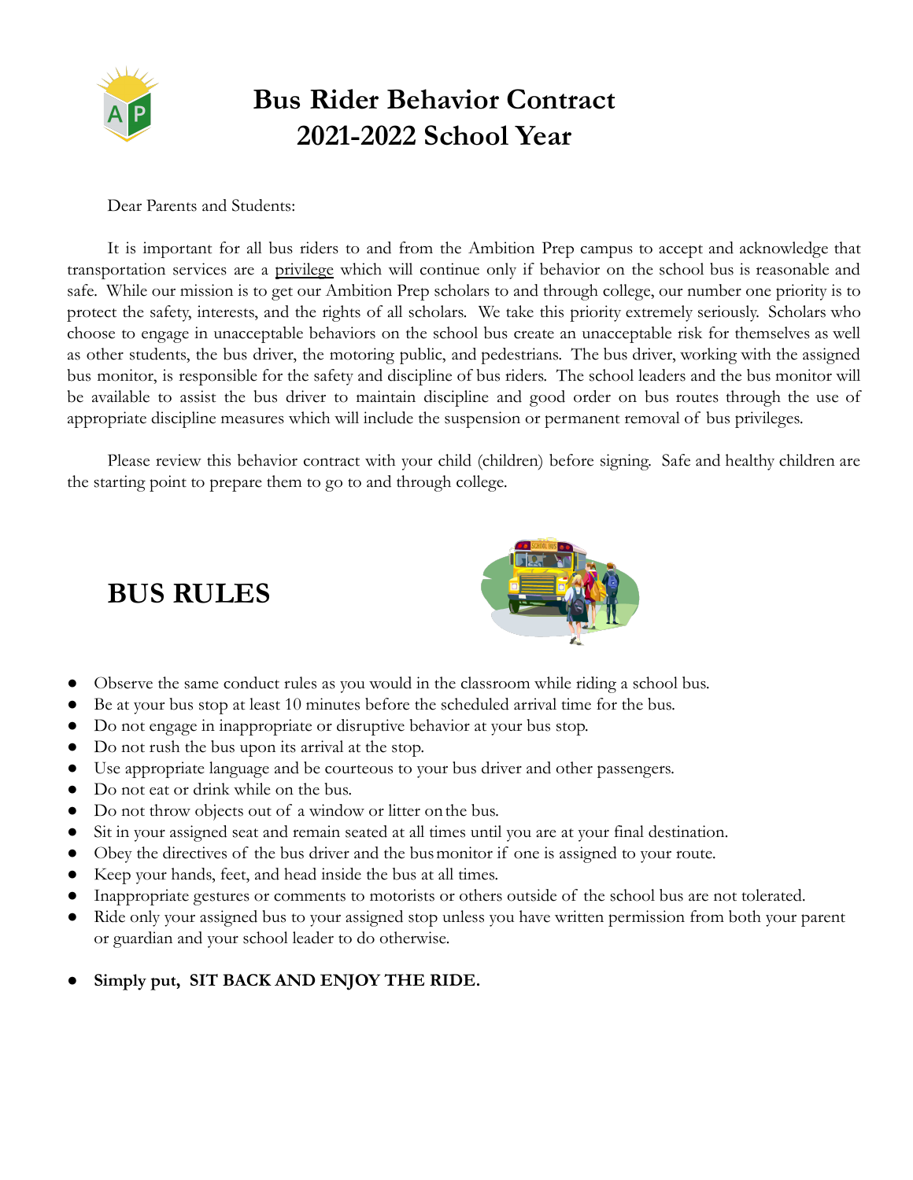# Bus Rider Behavior Contract
# 2021-2022 School Year

Dear Parents and Students:

It is important for all bus riders to and from the Ambition Prep campus to accept and acknowledge that transportation services are a privilege which will continue only if behavior on the school bus is reasonable and safe. While our mission is to get our Ambition Prep scholars to and through college, our number one priority is to protect the safety, interests, and the rights of all scholars. We take this priority extremely seriously. Scholars who choose to engage in unacceptable behaviors on the school bus create an unacceptable risk for themselves as well as other students, the bus driver, the motoring public, and pedestrians. The bus driver, working with the assigned bus monitor, is responsible for the safety and discipline of bus riders. The school leaders and the bus monitor will be available to assist the bus driver to maintain discipline and good order on bus routes through the use of appropriate discipline measures which will include the suspension or permanent removal of bus privileges.

Please review this behavior contract with your child (children) before signing. Safe and healthy children are the starting point to prepare them to go to and through college.

## BUS RULES

- Observe the same conduct rules as you would in the classroom while riding a school bus.
- Be at your bus stop at least 10 minutes before the scheduled arrival time for the bus.
- Do not engage in inappropriate or disruptive behavior at your bus stop.
- Do not rush the bus upon its arrival at the stop.
- Use appropriate language and be courteous to your bus driver and other passengers.
- Do not eat or drink while on the bus.
- Do not throw objects out of a window or litter on the bus.
- Sit in your assigned seat and remain seated at all times until you are at your final destination.
- Obey the directives of the bus driver and the bus monitor if one is assigned to your route.
- Keep your hands, feet, and head inside the bus at all times.
- Inappropriate gestures or comments to motorists or others outside of the school bus are not tolerated.
- Ride only your assigned bus to your assigned stop unless you have written permission from both your parent or guardian and your school leader to do otherwise.

- **Simply put, SIT BACK AND ENJOY THE RIDE.**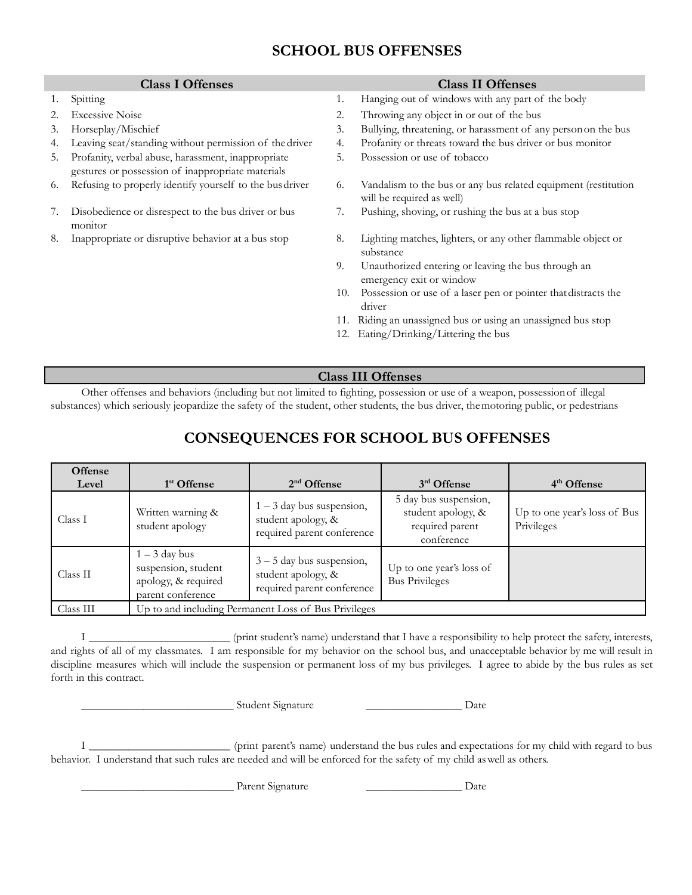# SCHOOL BUS OFFENSES

## Class I Offenses

1. Spitting
2. Excessive Noise
3. Horseplay/Mischief
4. Leaving seat/standing without permission of the driver
5. Profanity, verbal abuse, harassment, inappropriate gestures or possession of inappropriate materials
6. Refusing to properly identify yourself to the bus driver
7. Disobedience or disrespect to the bus driver or bus monitor
8. Inappropriate or disruptive behavior at a bus stop

## Class II Offenses

1. Hanging out of windows with any part of the body
2. Throwing any object in or out of the bus
3. Bullying, threatening, or harassment of any person on the bus
4. Profanity or threats toward the bus driver or bus monitor
5. Possession or use of tobacco
6. Vandalism to the bus or any bus related equipment (restitution will be required as well)
7. Pushing, shoving, or rushing the bus at a bus stop
8. Lighting matches, lighters, or any other flammable object or substance
9. Unauthorized entering or leaving the bus through an emergency exit or window
10. Possession or use of a laser pen or pointer that distracts the driver
11. Riding an unassigned bus or using an unassigned bus stop
12. Eating/Drinking/Littering the bus

## Class III Offenses

Other offenses and behaviors (including but not limited to fighting, possession or use of a weapon, possession of illegal substances) which seriously jeopardize the safety of the student, other students, the bus driver, the motoring public, or pedestrians

# CONSEQUENCES FOR SCHOOL BUS OFFENSES

| Offense Level | 1st Offense | 2nd Offense | 3rd Offense | 4th Offense |
|---|---|---|---|---|
| Class I | Written warning & student apology | 1 – 3 day bus suspension, student apology, & required parent conference | 5 day bus suspension, student apology, & required parent conference | Up to one year's loss of Bus Privileges |
| Class II | 1 – 3 day bus suspension, student apology, & required parent conference | 3 – 5 day bus suspension, student apology, & required parent conference | Up to one year's loss of Bus Privileges | |
| Class III | Up to and including Permanent Loss of Bus Privileges | | | |

I _________________________ (print student's name) understand that I have a responsibility to help protect the safety, interests, and rights of all of my classmates. I am responsible for my behavior on the school bus, and unacceptable behavior by me will result in discipline measures which will include the suspension or permanent loss of my bus privileges. I agree to abide by the bus rules as set forth in this contract.

___________________________ Student Signature _________________ Date

I _________________________ (print parent's name) understand the bus rules and expectations for my child with regard to bus behavior. I understand that such rules are needed and will be enforced for the safety of my child as well as others.

___________________________ Parent Signature _________________ Date